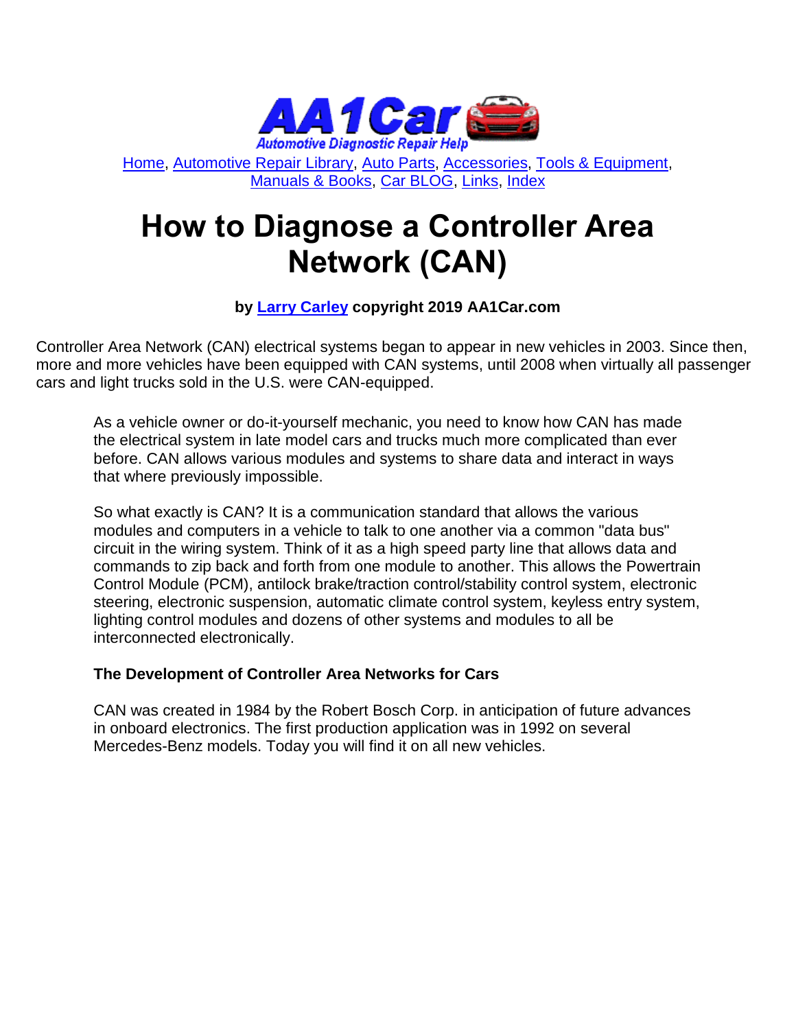Home, Automotive Repair Library, Auto Parts, Accessories, Tools & Equipment, Manuals & Books, Car BLOG, Links, Index

# How to Diagnose a Controller Area Network (CAN)

**by Larry Carley copyright 2019 AA1Car.com**

Controller Area Network (CAN) electrical systems began to appear in new vehicles in 2003. Since then, more and more vehicles have been equipped with CAN systems, until 2008 when virtually all passenger cars and light trucks sold in the U.S. were CAN-equipped.

As a vehicle owner or do-it-yourself mechanic, you need to know how CAN has made the electrical system in late model cars and trucks much more complicated than ever before. CAN allows various modules and systems to share data and interact in ways that where previously impossible.

So what exactly is CAN? It is a communication standard that allows the various modules and computers in a vehicle to talk to one another via a common "data bus" circuit in the wiring system. Think of it as a high speed party line that allows data and commands to zip back and forth from one module to another. This allows the Powertrain Control Module (PCM), antilock brake/traction control/stability control system, electronic steering, electronic suspension, automatic climate control system, keyless entry system, lighting control modules and dozens of other systems and modules to all be interconnected electronically.

### The Development of Controller Area Networks for Cars

CAN was created in 1984 by the Robert Bosch Corp. in anticipation of future advances in onboard electronics. The first production application was in 1992 on several Mercedes-Benz models. Today you will find it on all new vehicles.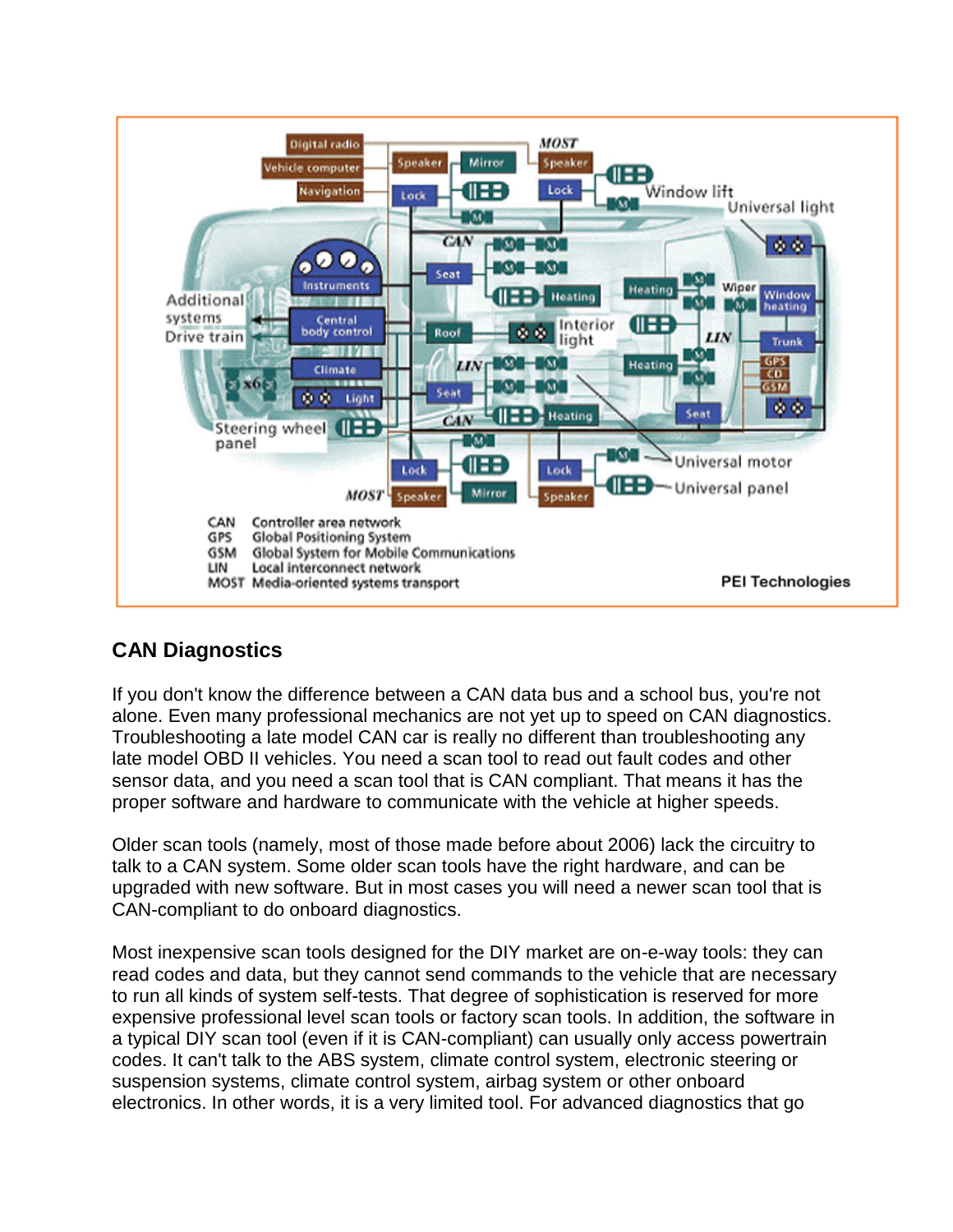CAN Controller area network
GPS Global Positioning System
GSM Global System for Mobile Communications
LIN Local interconnect network
MOST Media-oriented systems transport

PEI Technologies

## CAN Diagnostics

If you don't know the difference between a CAN data bus and a school bus, you're not alone. Even many professional mechanics are not yet up to speed on CAN diagnostics. Troubleshooting a late model CAN car is really no different than troubleshooting any late model OBD II vehicles. You need a scan tool to read out fault codes and other sensor data, and you need a scan tool that is CAN compliant. That means it has the proper software and hardware to communicate with the vehicle at higher speeds.

Older scan tools (namely, most of those made before about 2006) lack the circuitry to talk to a CAN system. Some older scan tools have the right hardware, and can be upgraded with new software. But in most cases you will need a newer scan tool that is CAN-compliant to do onboard diagnostics.

Most inexpensive scan tools designed for the DIY market are on-e-way tools: they can read codes and data, but they cannot send commands to the vehicle that are necessary to run all kinds of system self-tests. That degree of sophistication is reserved for more expensive professional level scan tools or factory scan tools. In addition, the software in a typical DIY scan tool (even if it is CAN-compliant) can usually only access powertrain codes. It can't talk to the ABS system, climate control system, electronic steering or suspension systems, climate control system, airbag system or other onboard electronics. In other words, it is a very limited tool. For advanced diagnostics that go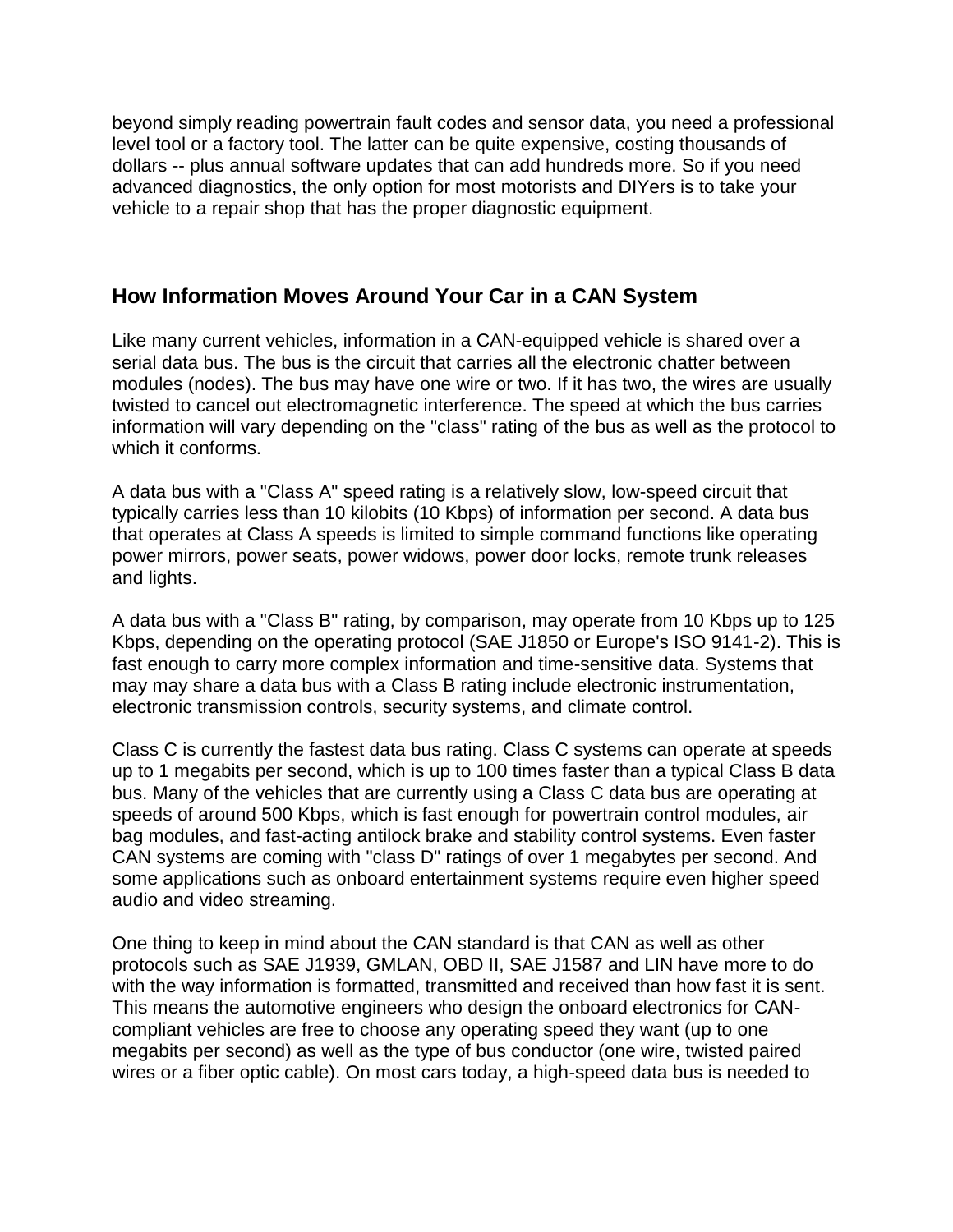beyond simply reading powertrain fault codes and sensor data, you need a professional level tool or a factory tool. The latter can be quite expensive, costing thousands of dollars -- plus annual software updates that can add hundreds more. So if you need advanced diagnostics, the only option for most motorists and DIYers is to take your vehicle to a repair shop that has the proper diagnostic equipment.

## How Information Moves Around Your Car in a CAN System

Like many current vehicles, information in a CAN-equipped vehicle is shared over a serial data bus. The bus is the circuit that carries all the electronic chatter between modules (nodes). The bus may have one wire or two. If it has two, the wires are usually twisted to cancel out electromagnetic interference. The speed at which the bus carries information will vary depending on the "class" rating of the bus as well as the protocol to which it conforms.

A data bus with a "Class A" speed rating is a relatively slow, low-speed circuit that typically carries less than 10 kilobits (10 Kbps) of information per second. A data bus that operates at Class A speeds is limited to simple command functions like operating power mirrors, power seats, power widows, power door locks, remote trunk releases and lights.

A data bus with a "Class B" rating, by comparison, may operate from 10 Kbps up to 125 Kbps, depending on the operating protocol (SAE J1850 or Europe's ISO 9141-2). This is fast enough to carry more complex information and time-sensitive data. Systems that may may share a data bus with a Class B rating include electronic instrumentation, electronic transmission controls, security systems, and climate control.

Class C is currently the fastest data bus rating. Class C systems can operate at speeds up to 1 megabits per second, which is up to 100 times faster than a typical Class B data bus. Many of the vehicles that are currently using a Class C data bus are operating at speeds of around 500 Kbps, which is fast enough for powertrain control modules, air bag modules, and fast-acting antilock brake and stability control systems. Even faster CAN systems are coming with "class D" ratings of over 1 megabytes per second. And some applications such as onboard entertainment systems require even higher speed audio and video streaming.

One thing to keep in mind about the CAN standard is that CAN as well as other protocols such as SAE J1939, GMLAN, OBD II, SAE J1587 and LIN have more to do with the way information is formatted, transmitted and received than how fast it is sent. This means the automotive engineers who design the onboard electronics for CAN-compliant vehicles are free to choose any operating speed they want (up to one megabits per second) as well as the type of bus conductor (one wire, twisted paired wires or a fiber optic cable). On most cars today, a high-speed data bus is needed to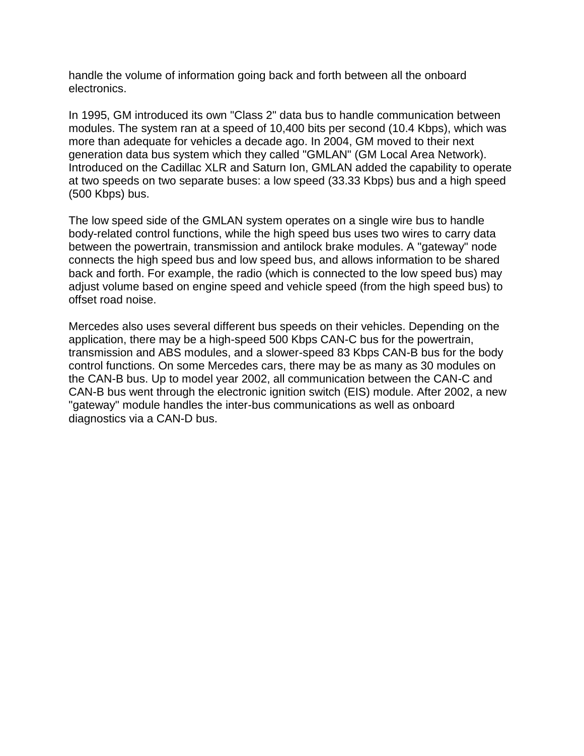handle the volume of information going back and forth between all the onboard electronics.

In 1995, GM introduced its own "Class 2" data bus to handle communication between modules. The system ran at a speed of 10,400 bits per second (10.4 Kbps), which was more than adequate for vehicles a decade ago. In 2004, GM moved to their next generation data bus system which they called "GMLAN" (GM Local Area Network). Introduced on the Cadillac XLR and Saturn Ion, GMLAN added the capability to operate at two speeds on two separate buses: a low speed (33.33 Kbps) bus and a high speed (500 Kbps) bus.

The low speed side of the GMLAN system operates on a single wire bus to handle body-related control functions, while the high speed bus uses two wires to carry data between the powertrain, transmission and antilock brake modules. A "gateway" node connects the high speed bus and low speed bus, and allows information to be shared back and forth. For example, the radio (which is connected to the low speed bus) may adjust volume based on engine speed and vehicle speed (from the high speed bus) to offset road noise.

Mercedes also uses several different bus speeds on their vehicles. Depending on the application, there may be a high-speed 500 Kbps CAN-C bus for the powertrain, transmission and ABS modules, and a slower-speed 83 Kbps CAN-B bus for the body control functions. On some Mercedes cars, there may be as many as 30 modules on the CAN-B bus. Up to model year 2002, all communication between the CAN-C and CAN-B bus went through the electronic ignition switch (EIS) module. After 2002, a new "gateway" module handles the inter-bus communications as well as onboard diagnostics via a CAN-D bus.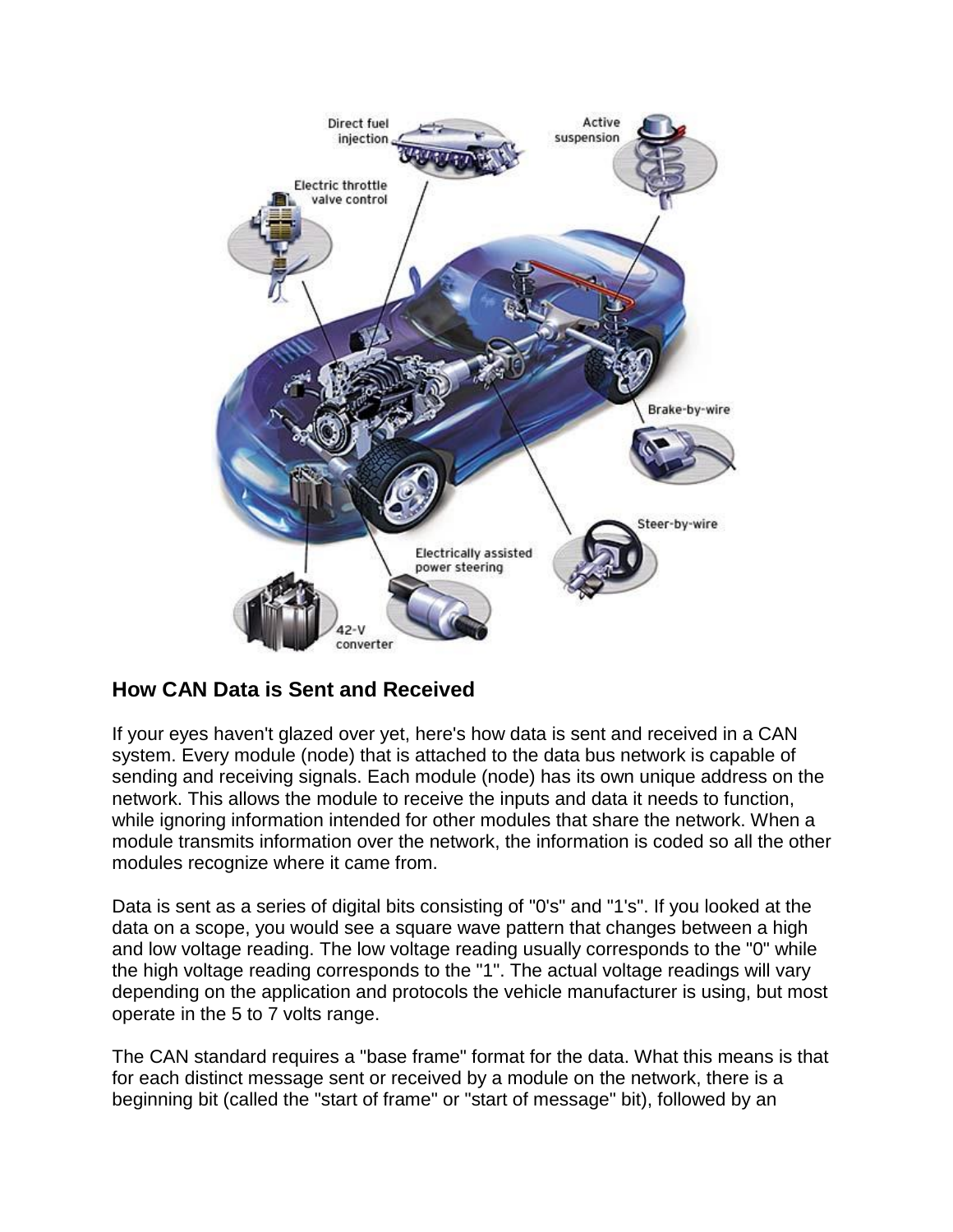## How CAN Data is Sent and Received

If your eyes haven't glazed over yet, here's how data is sent and received in a CAN system. Every module (node) that is attached to the data bus network is capable of sending and receiving signals. Each module (node) has its own unique address on the network. This allows the module to receive the inputs and data it needs to function, while ignoring information intended for other modules that share the network. When a module transmits information over the network, the information is coded so all the other modules recognize where it came from.

Data is sent as a series of digital bits consisting of "0's" and "1's". If you looked at the data on a scope, you would see a square wave pattern that changes between a high and low voltage reading. The low voltage reading usually corresponds to the "0" while the high voltage reading corresponds to the "1". The actual voltage readings will vary depending on the application and protocols the vehicle manufacturer is using, but most operate in the 5 to 7 volts range.

The CAN standard requires a "base frame" format for the data. What this means is that for each distinct message sent or received by a module on the network, there is a beginning bit (called the "start of frame" or "start of message" bit), followed by an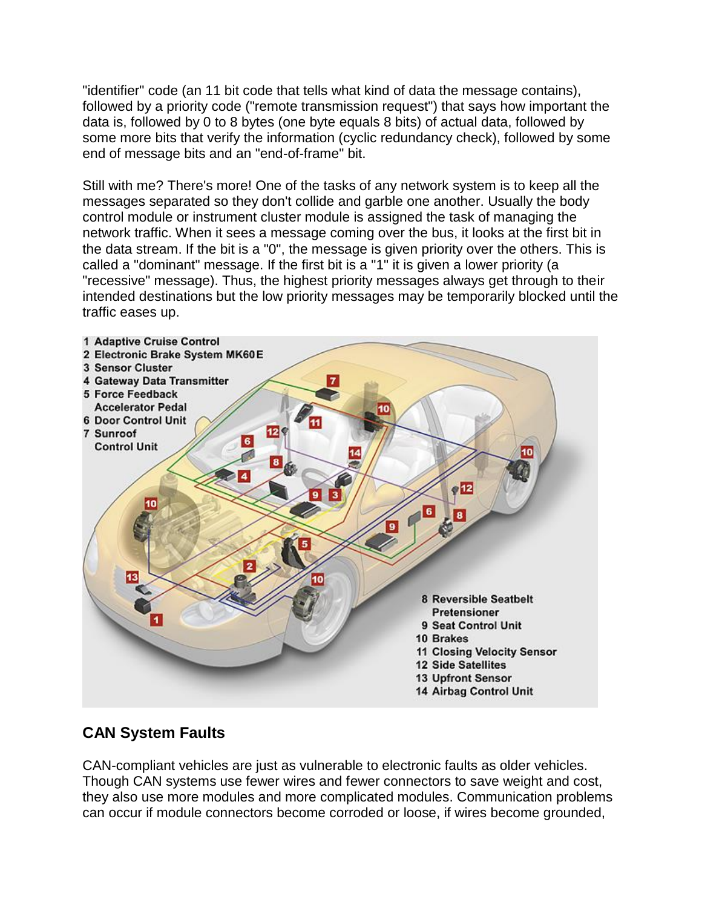"identifier" code (an 11 bit code that tells what kind of data the message contains), followed by a priority code ("remote transmission request") that says how important the data is, followed by 0 to 8 bytes (one byte equals 8 bits) of actual data, followed by some more bits that verify the information (cyclic redundancy check), followed by some end of message bits and an "end-of-frame" bit.

Still with me? There's more! One of the tasks of any network system is to keep all the messages separated so they don't collide and garble one another. Usually the body control module or instrument cluster module is assigned the task of managing the network traffic. When it sees a message coming over the bus, it looks at the first bit in the data stream. If the bit is a "0", the message is given priority over the others. This is called a "dominant" message. If the first bit is a "1" it is given a lower priority (a "recessive" message). Thus, the highest priority messages always get through to their intended destinations but the low priority messages may be temporarily blocked until the traffic eases up.

## CAN System Faults

CAN-compliant vehicles are just as vulnerable to electronic faults as older vehicles. Though CAN systems use fewer wires and fewer connectors to save weight and cost, they also use more modules and more complicated modules. Communication problems can occur if module connectors become corroded or loose, if wires become grounded,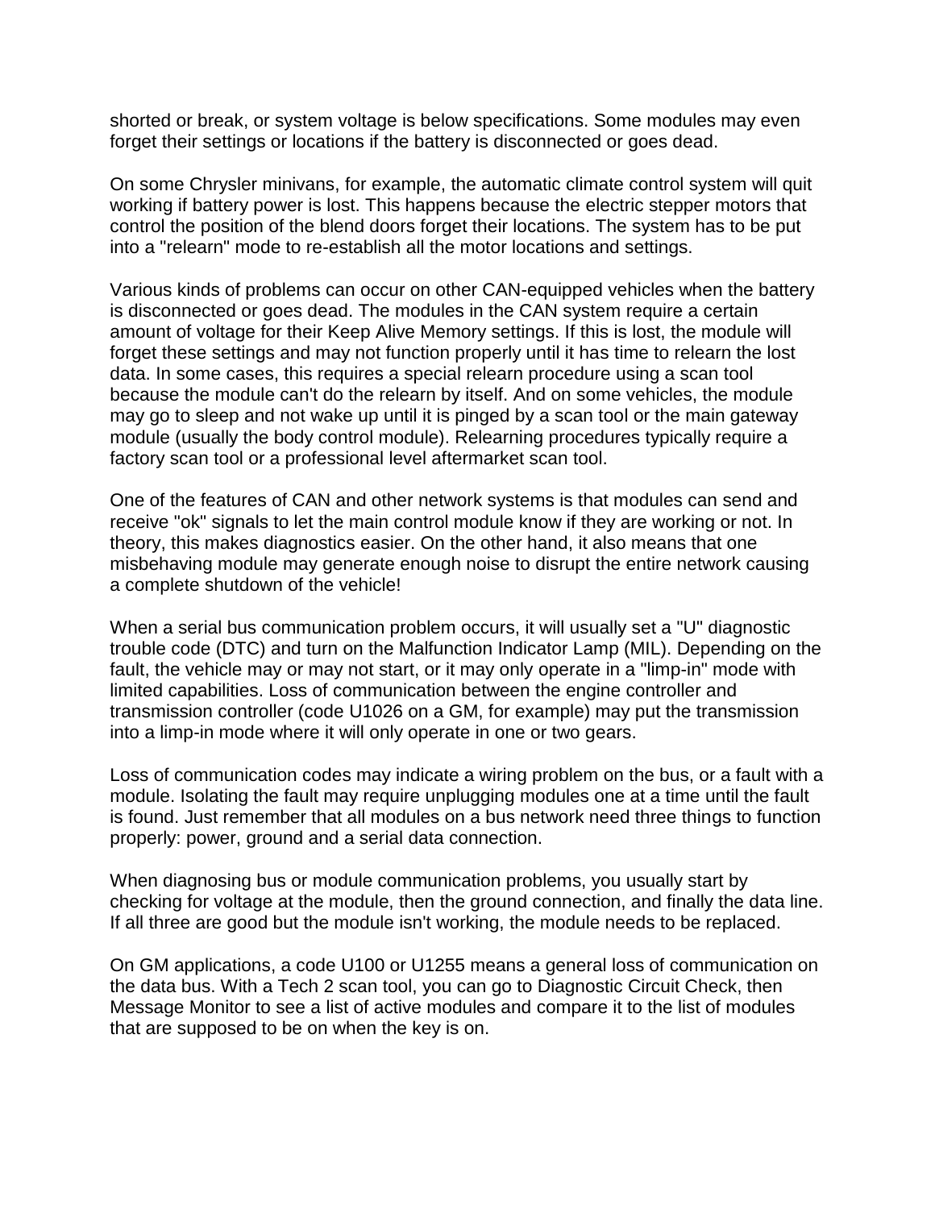shorted or break, or system voltage is below specifications. Some modules may even forget their settings or locations if the battery is disconnected or goes dead.

On some Chrysler minivans, for example, the automatic climate control system will quit working if battery power is lost. This happens because the electric stepper motors that control the position of the blend doors forget their locations. The system has to be put into a "relearn" mode to re-establish all the motor locations and settings.

Various kinds of problems can occur on other CAN-equipped vehicles when the battery is disconnected or goes dead. The modules in the CAN system require a certain amount of voltage for their Keep Alive Memory settings. If this is lost, the module will forget these settings and may not function properly until it has time to relearn the lost data. In some cases, this requires a special relearn procedure using a scan tool because the module can't do the relearn by itself. And on some vehicles, the module may go to sleep and not wake up until it is pinged by a scan tool or the main gateway module (usually the body control module). Relearning procedures typically require a factory scan tool or a professional level aftermarket scan tool.

One of the features of CAN and other network systems is that modules can send and receive "ok" signals to let the main control module know if they are working or not. In theory, this makes diagnostics easier. On the other hand, it also means that one misbehaving module may generate enough noise to disrupt the entire network causing a complete shutdown of the vehicle!

When a serial bus communication problem occurs, it will usually set a "U" diagnostic trouble code (DTC) and turn on the Malfunction Indicator Lamp (MIL). Depending on the fault, the vehicle may or may not start, or it may only operate in a "limp-in" mode with limited capabilities. Loss of communication between the engine controller and transmission controller (code U1026 on a GM, for example) may put the transmission into a limp-in mode where it will only operate in one or two gears.

Loss of communication codes may indicate a wiring problem on the bus, or a fault with a module. Isolating the fault may require unplugging modules one at a time until the fault is found. Just remember that all modules on a bus network need three things to function properly: power, ground and a serial data connection.

When diagnosing bus or module communication problems, you usually start by checking for voltage at the module, then the ground connection, and finally the data line. If all three are good but the module isn't working, the module needs to be replaced.

On GM applications, a code U100 or U1255 means a general loss of communication on the data bus. With a Tech 2 scan tool, you can go to Diagnostic Circuit Check, then Message Monitor to see a list of active modules and compare it to the list of modules that are supposed to be on when the key is on.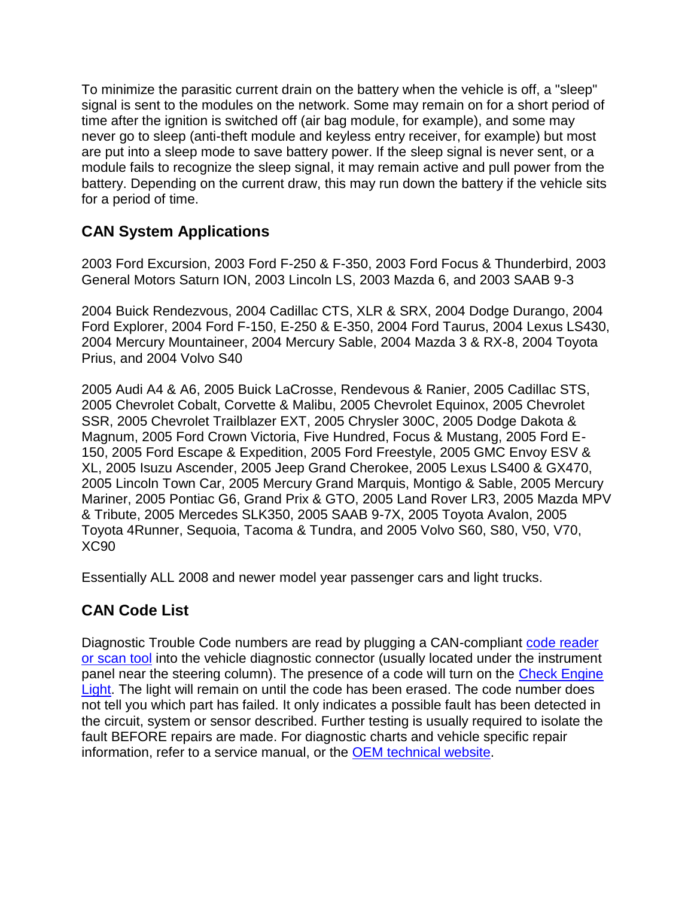To minimize the parasitic current drain on the battery when the vehicle is off, a "sleep" signal is sent to the modules on the network. Some may remain on for a short period of time after the ignition is switched off (air bag module, for example), and some may never go to sleep (anti-theft module and keyless entry receiver, for example) but most are put into a sleep mode to save battery power. If the sleep signal is never sent, or a module fails to recognize the sleep signal, it may remain active and pull power from the battery. Depending on the current draw, this may run down the battery if the vehicle sits for a period of time.

## CAN System Applications

2003 Ford Excursion, 2003 Ford F-250 & F-350, 2003 Ford Focus & Thunderbird, 2003 General Motors Saturn ION, 2003 Lincoln LS, 2003 Mazda 6, and 2003 SAAB 9-3

2004 Buick Rendezvous, 2004 Cadillac CTS, XLR & SRX, 2004 Dodge Durango, 2004 Ford Explorer, 2004 Ford F-150, E-250 & E-350, 2004 Ford Taurus, 2004 Lexus LS430, 2004 Mercury Mountaineer, 2004 Mercury Sable, 2004 Mazda 3 & RX-8, 2004 Toyota Prius, and 2004 Volvo S40

2005 Audi A4 & A6, 2005 Buick LaCrosse, Rendevous & Ranier, 2005 Cadillac STS, 2005 Chevrolet Cobalt, Corvette & Malibu, 2005 Chevrolet Equinox, 2005 Chevrolet SSR, 2005 Chevrolet Trailblazer EXT, 2005 Chrysler 300C, 2005 Dodge Dakota & Magnum, 2005 Ford Crown Victoria, Five Hundred, Focus & Mustang, 2005 Ford E-150, 2005 Ford Escape & Expedition, 2005 Ford Freestyle, 2005 GMC Envoy ESV & XL, 2005 Isuzu Ascender, 2005 Jeep Grand Cherokee, 2005 Lexus LS400 & GX470, 2005 Lincoln Town Car, 2005 Mercury Grand Marquis, Montigo & Sable, 2005 Mercury Mariner, 2005 Pontiac G6, Grand Prix & GTO, 2005 Land Rover LR3, 2005 Mazda MPV & Tribute, 2005 Mercedes SLK350, 2005 SAAB 9-7X, 2005 Toyota Avalon, 2005 Toyota 4Runner, Sequoia, Tacoma & Tundra, and 2005 Volvo S60, S80, V50, V70, XC90

Essentially ALL 2008 and newer model year passenger cars and light trucks.

## CAN Code List

Diagnostic Trouble Code numbers are read by plugging a CAN-compliant code reader or scan tool into the vehicle diagnostic connector (usually located under the instrument panel near the steering column). The presence of a code will turn on the Check Engine Light. The light will remain on until the code has been erased. The code number does not tell you which part has failed. It only indicates a possible fault has been detected in the circuit, system or sensor described. Further testing is usually required to isolate the fault BEFORE repairs are made. For diagnostic charts and vehicle specific repair information, refer to a service manual, or the OEM technical website.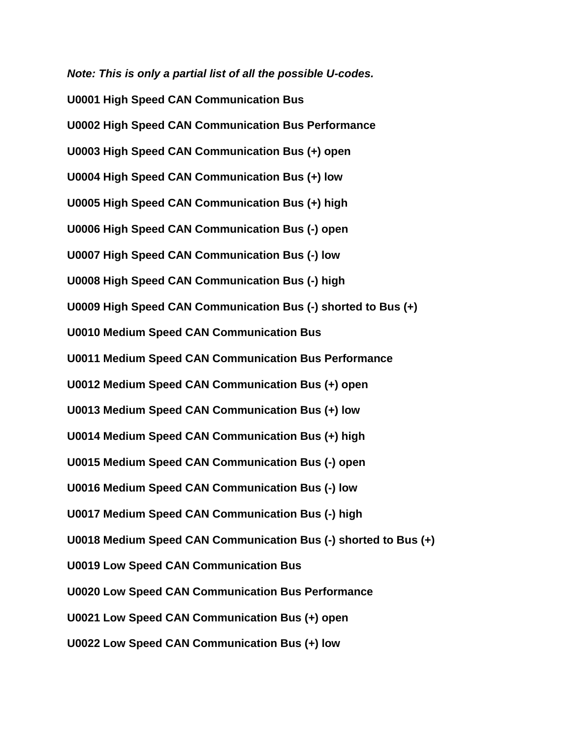***Note: This is only a partial list of all the possible U-codes.***

**U0001 High Speed CAN Communication Bus**

**U0002 High Speed CAN Communication Bus Performance**

**U0003 High Speed CAN Communication Bus (+) open**

**U0004 High Speed CAN Communication Bus (+) low**

**U0005 High Speed CAN Communication Bus (+) high**

**U0006 High Speed CAN Communication Bus (-) open**

**U0007 High Speed CAN Communication Bus (-) low**

**U0008 High Speed CAN Communication Bus (-) high**

**U0009 High Speed CAN Communication Bus (-) shorted to Bus (+)**

**U0010 Medium Speed CAN Communication Bus**

**U0011 Medium Speed CAN Communication Bus Performance**

**U0012 Medium Speed CAN Communication Bus (+) open**

**U0013 Medium Speed CAN Communication Bus (+) low**

**U0014 Medium Speed CAN Communication Bus (+) high**

**U0015 Medium Speed CAN Communication Bus (-) open**

**U0016 Medium Speed CAN Communication Bus (-) low**

**U0017 Medium Speed CAN Communication Bus (-) high**

**U0018 Medium Speed CAN Communication Bus (-) shorted to Bus (+)**

**U0019 Low Speed CAN Communication Bus**

**U0020 Low Speed CAN Communication Bus Performance**

**U0021 Low Speed CAN Communication Bus (+) open**

**U0022 Low Speed CAN Communication Bus (+) low**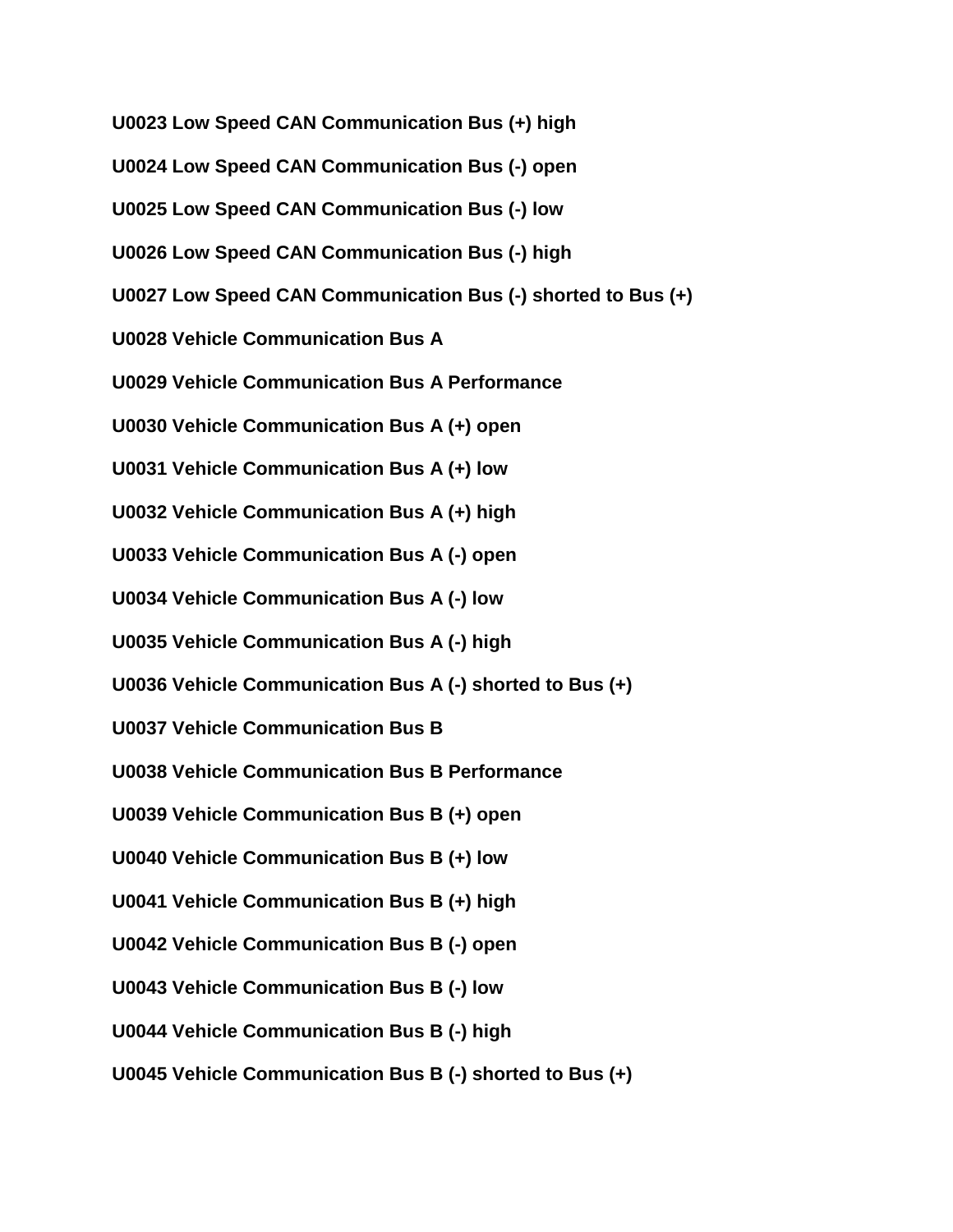**U0023 Low Speed CAN Communication Bus (+) high**

**U0024 Low Speed CAN Communication Bus (-) open**

**U0025 Low Speed CAN Communication Bus (-) low**

**U0026 Low Speed CAN Communication Bus (-) high**

**U0027 Low Speed CAN Communication Bus (-) shorted to Bus (+)**

**U0028 Vehicle Communication Bus A**

**U0029 Vehicle Communication Bus A Performance**

**U0030 Vehicle Communication Bus A (+) open**

**U0031 Vehicle Communication Bus A (+) low**

**U0032 Vehicle Communication Bus A (+) high**

**U0033 Vehicle Communication Bus A (-) open**

**U0034 Vehicle Communication Bus A (-) low**

**U0035 Vehicle Communication Bus A (-) high**

**U0036 Vehicle Communication Bus A (-) shorted to Bus (+)**

**U0037 Vehicle Communication Bus B**

**U0038 Vehicle Communication Bus B Performance**

**U0039 Vehicle Communication Bus B (+) open**

**U0040 Vehicle Communication Bus B (+) low**

**U0041 Vehicle Communication Bus B (+) high**

**U0042 Vehicle Communication Bus B (-) open**

**U0043 Vehicle Communication Bus B (-) low**

**U0044 Vehicle Communication Bus B (-) high**

**U0045 Vehicle Communication Bus B (-) shorted to Bus (+)**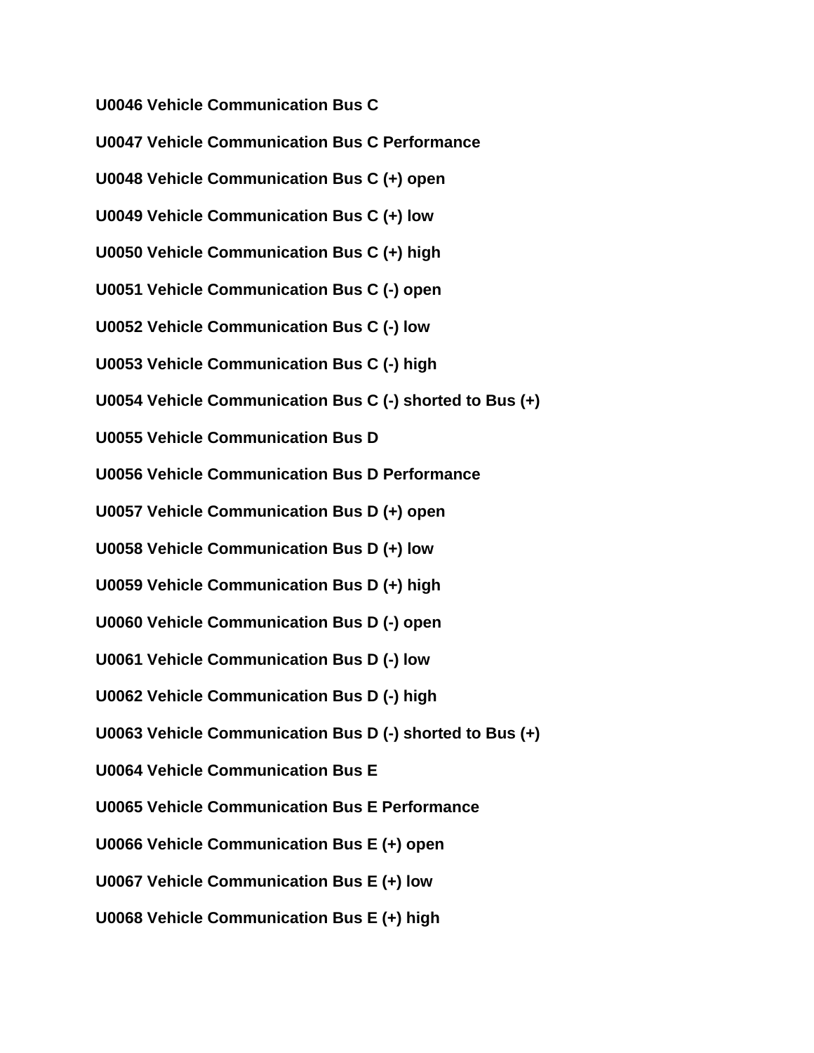**U0046 Vehicle Communication Bus C**

**U0047 Vehicle Communication Bus C Performance**

**U0048 Vehicle Communication Bus C (+) open**

**U0049 Vehicle Communication Bus C (+) low**

**U0050 Vehicle Communication Bus C (+) high**

**U0051 Vehicle Communication Bus C (-) open**

**U0052 Vehicle Communication Bus C (-) low**

**U0053 Vehicle Communication Bus C (-) high**

**U0054 Vehicle Communication Bus C (-) shorted to Bus (+)**

**U0055 Vehicle Communication Bus D**

**U0056 Vehicle Communication Bus D Performance**

**U0057 Vehicle Communication Bus D (+) open**

**U0058 Vehicle Communication Bus D (+) low**

**U0059 Vehicle Communication Bus D (+) high**

**U0060 Vehicle Communication Bus D (-) open**

**U0061 Vehicle Communication Bus D (-) low**

**U0062 Vehicle Communication Bus D (-) high**

**U0063 Vehicle Communication Bus D (-) shorted to Bus (+)**

**U0064 Vehicle Communication Bus E**

**U0065 Vehicle Communication Bus E Performance**

**U0066 Vehicle Communication Bus E (+) open**

**U0067 Vehicle Communication Bus E (+) low**

**U0068 Vehicle Communication Bus E (+) high**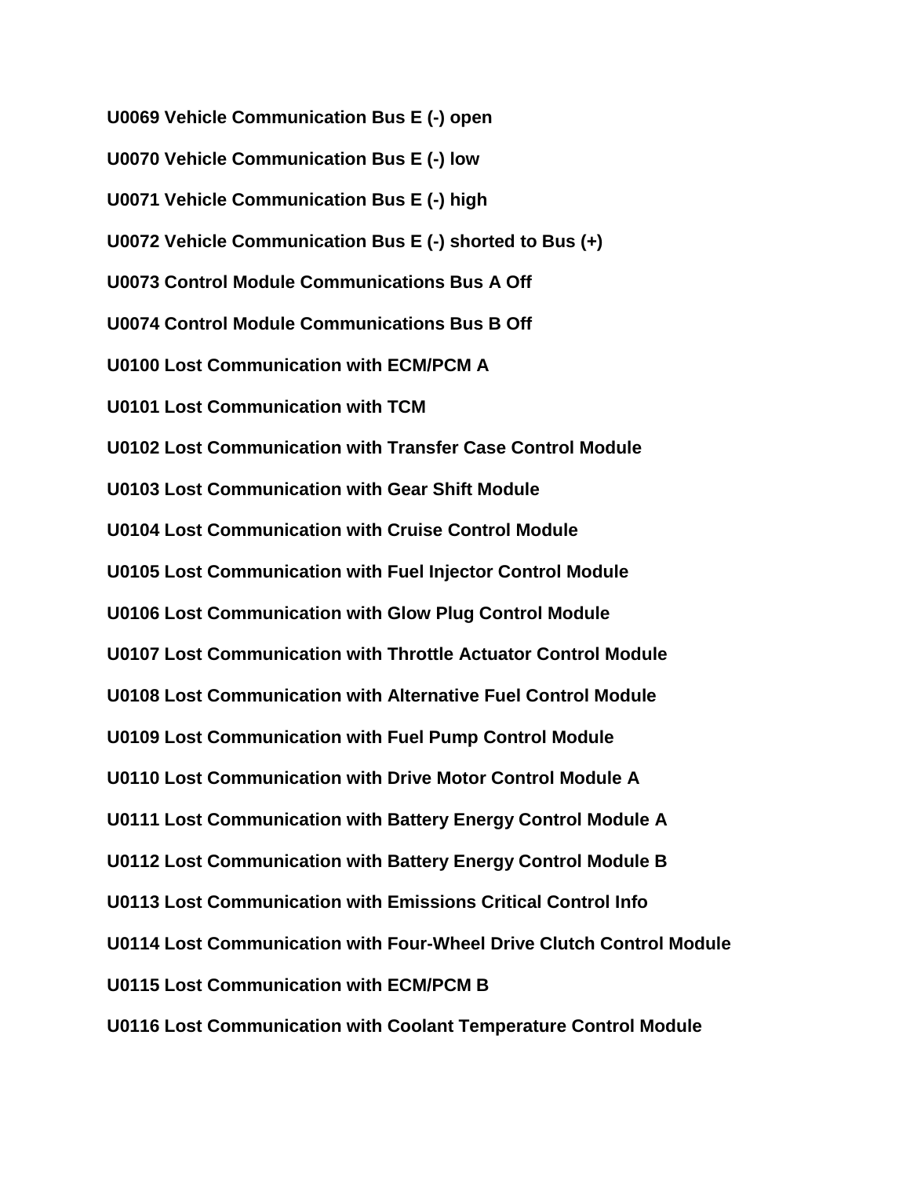**U0069 Vehicle Communication Bus E (-) open**

**U0070 Vehicle Communication Bus E (-) low**

**U0071 Vehicle Communication Bus E (-) high**

**U0072 Vehicle Communication Bus E (-) shorted to Bus (+)**

**U0073 Control Module Communications Bus A Off**

**U0074 Control Module Communications Bus B Off**

**U0100 Lost Communication with ECM/PCM A**

**U0101 Lost Communication with TCM**

**U0102 Lost Communication with Transfer Case Control Module**

**U0103 Lost Communication with Gear Shift Module**

**U0104 Lost Communication with Cruise Control Module**

**U0105 Lost Communication with Fuel Injector Control Module**

**U0106 Lost Communication with Glow Plug Control Module**

**U0107 Lost Communication with Throttle Actuator Control Module**

**U0108 Lost Communication with Alternative Fuel Control Module**

**U0109 Lost Communication with Fuel Pump Control Module**

**U0110 Lost Communication with Drive Motor Control Module A**

**U0111 Lost Communication with Battery Energy Control Module A**

**U0112 Lost Communication with Battery Energy Control Module B**

**U0113 Lost Communication with Emissions Critical Control Info**

**U0114 Lost Communication with Four-Wheel Drive Clutch Control Module**

**U0115 Lost Communication with ECM/PCM B**

**U0116 Lost Communication with Coolant Temperature Control Module**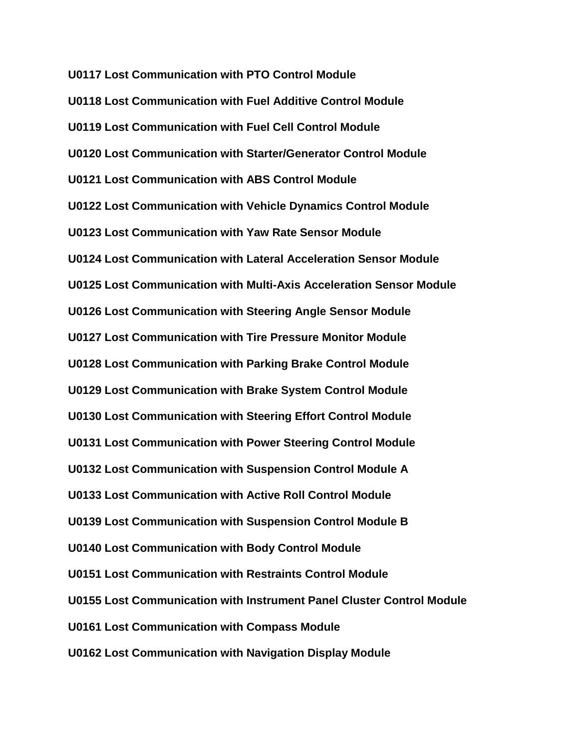**U0117 Lost Communication with PTO Control Module**

**U0118 Lost Communication with Fuel Additive Control Module**

**U0119 Lost Communication with Fuel Cell Control Module**

**U0120 Lost Communication with Starter/Generator Control Module**

**U0121 Lost Communication with ABS Control Module**

**U0122 Lost Communication with Vehicle Dynamics Control Module**

**U0123 Lost Communication with Yaw Rate Sensor Module**

**U0124 Lost Communication with Lateral Acceleration Sensor Module**

**U0125 Lost Communication with Multi-Axis Acceleration Sensor Module**

**U0126 Lost Communication with Steering Angle Sensor Module**

**U0127 Lost Communication with Tire Pressure Monitor Module**

**U0128 Lost Communication with Parking Brake Control Module**

**U0129 Lost Communication with Brake System Control Module**

**U0130 Lost Communication with Steering Effort Control Module**

**U0131 Lost Communication with Power Steering Control Module**

**U0132 Lost Communication with Suspension Control Module A**

**U0133 Lost Communication with Active Roll Control Module**

**U0139 Lost Communication with Suspension Control Module B**

**U0140 Lost Communication with Body Control Module**

**U0151 Lost Communication with Restraints Control Module**

**U0155 Lost Communication with Instrument Panel Cluster Control Module**

**U0161 Lost Communication with Compass Module**

**U0162 Lost Communication with Navigation Display Module**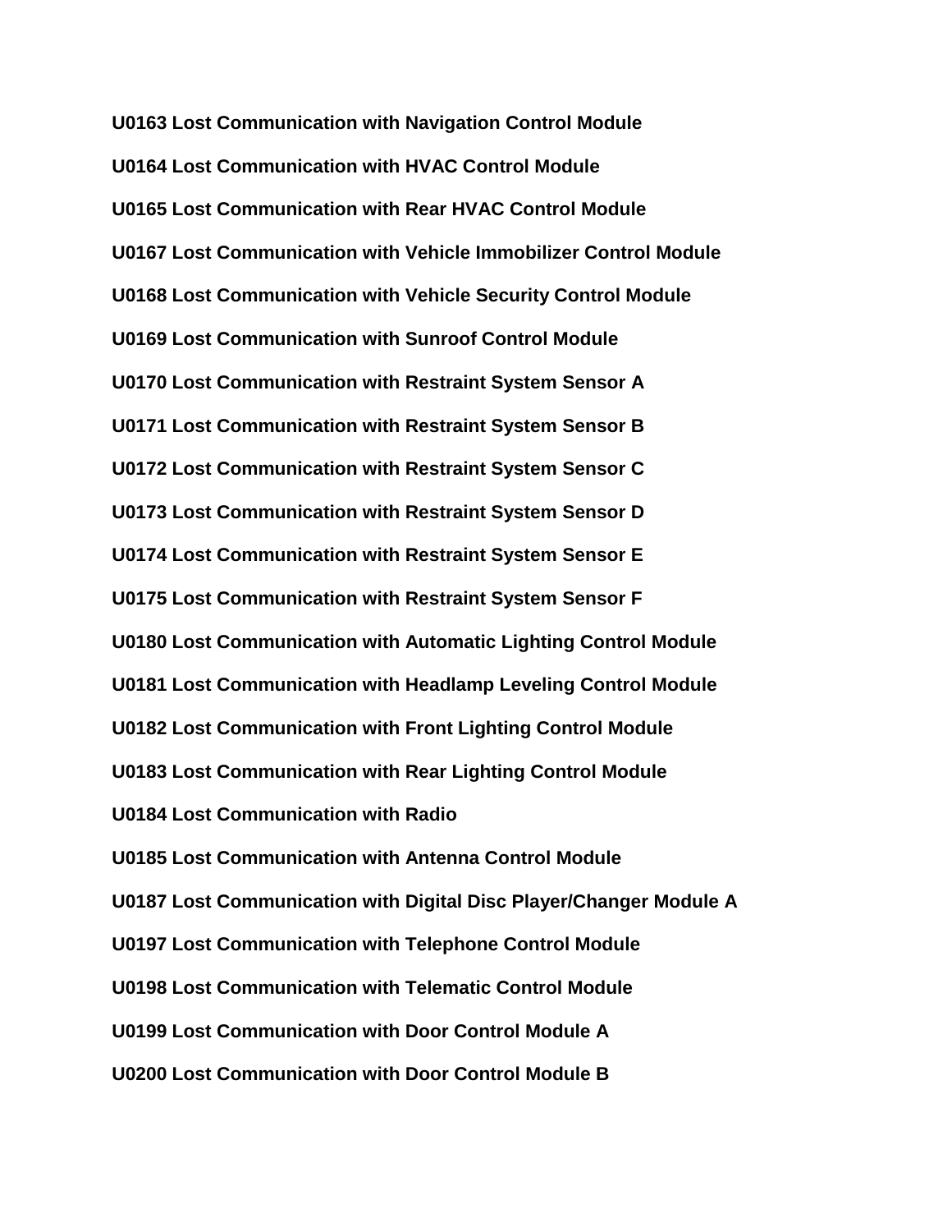**U0163 Lost Communication with Navigation Control Module**

**U0164 Lost Communication with HVAC Control Module**

**U0165 Lost Communication with Rear HVAC Control Module**

**U0167 Lost Communication with Vehicle Immobilizer Control Module**

**U0168 Lost Communication with Vehicle Security Control Module**

**U0169 Lost Communication with Sunroof Control Module**

**U0170 Lost Communication with Restraint System Sensor A**

**U0171 Lost Communication with Restraint System Sensor B**

**U0172 Lost Communication with Restraint System Sensor C**

**U0173 Lost Communication with Restraint System Sensor D**

**U0174 Lost Communication with Restraint System Sensor E**

**U0175 Lost Communication with Restraint System Sensor F**

**U0180 Lost Communication with Automatic Lighting Control Module**

**U0181 Lost Communication with Headlamp Leveling Control Module**

**U0182 Lost Communication with Front Lighting Control Module**

**U0183 Lost Communication with Rear Lighting Control Module**

**U0184 Lost Communication with Radio**

**U0185 Lost Communication with Antenna Control Module**

**U0187 Lost Communication with Digital Disc Player/Changer Module A**

**U0197 Lost Communication with Telephone Control Module**

**U0198 Lost Communication with Telematic Control Module**

**U0199 Lost Communication with Door Control Module A**

**U0200 Lost Communication with Door Control Module B**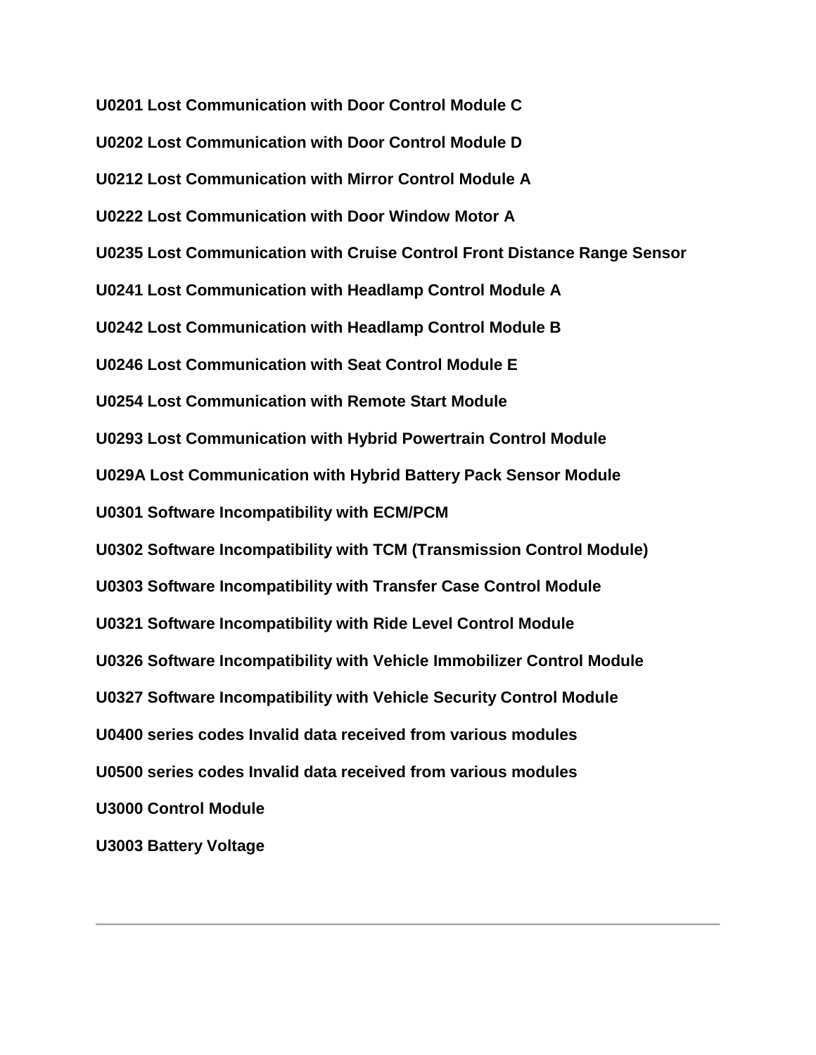**U0201 Lost Communication with Door Control Module C**

**U0202 Lost Communication with Door Control Module D**

**U0212 Lost Communication with Mirror Control Module A**

**U0222 Lost Communication with Door Window Motor A**

**U0235 Lost Communication with Cruise Control Front Distance Range Sensor**

**U0241 Lost Communication with Headlamp Control Module A**

**U0242 Lost Communication with Headlamp Control Module B**

**U0246 Lost Communication with Seat Control Module E**

**U0254 Lost Communication with Remote Start Module**

**U0293 Lost Communication with Hybrid Powertrain Control Module**

**U029A Lost Communication with Hybrid Battery Pack Sensor Module**

**U0301 Software Incompatibility with ECM/PCM**

**U0302 Software Incompatibility with TCM (Transmission Control Module)**

**U0303 Software Incompatibility with Transfer Case Control Module**

**U0321 Software Incompatibility with Ride Level Control Module**

**U0326 Software Incompatibility with Vehicle Immobilizer Control Module**

**U0327 Software Incompatibility with Vehicle Security Control Module**

**U0400 series codes Invalid data received from various modules**

**U0500 series codes Invalid data received from various modules**

**U3000 Control Module**

**U3003 Battery Voltage**

---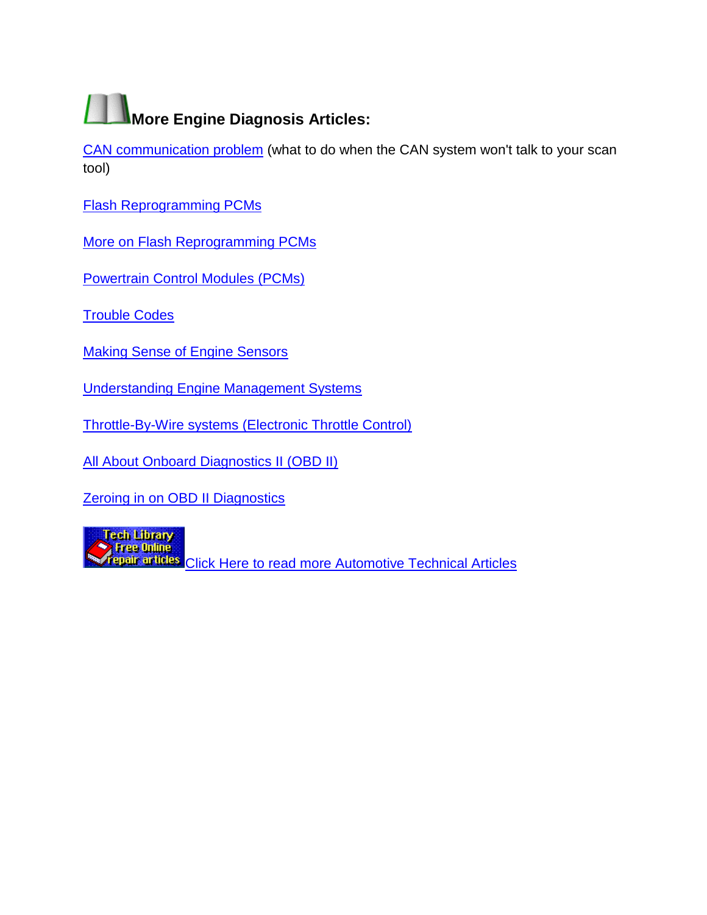### More Engine Diagnosis Articles:

CAN communication problem (what to do when the CAN system won't talk to your scan tool)

Flash Reprogramming PCMs

More on Flash Reprogramming PCMs

Powertrain Control Modules (PCMs)

Trouble Codes

Making Sense of Engine Sensors

Understanding Engine Management Systems

Throttle-By-Wire systems (Electronic Throttle Control)

All About Onboard Diagnostics II (OBD II)

Zeroing in on OBD II Diagnostics

Tech Library Free Online repair articles Click Here to read more Automotive Technical Articles